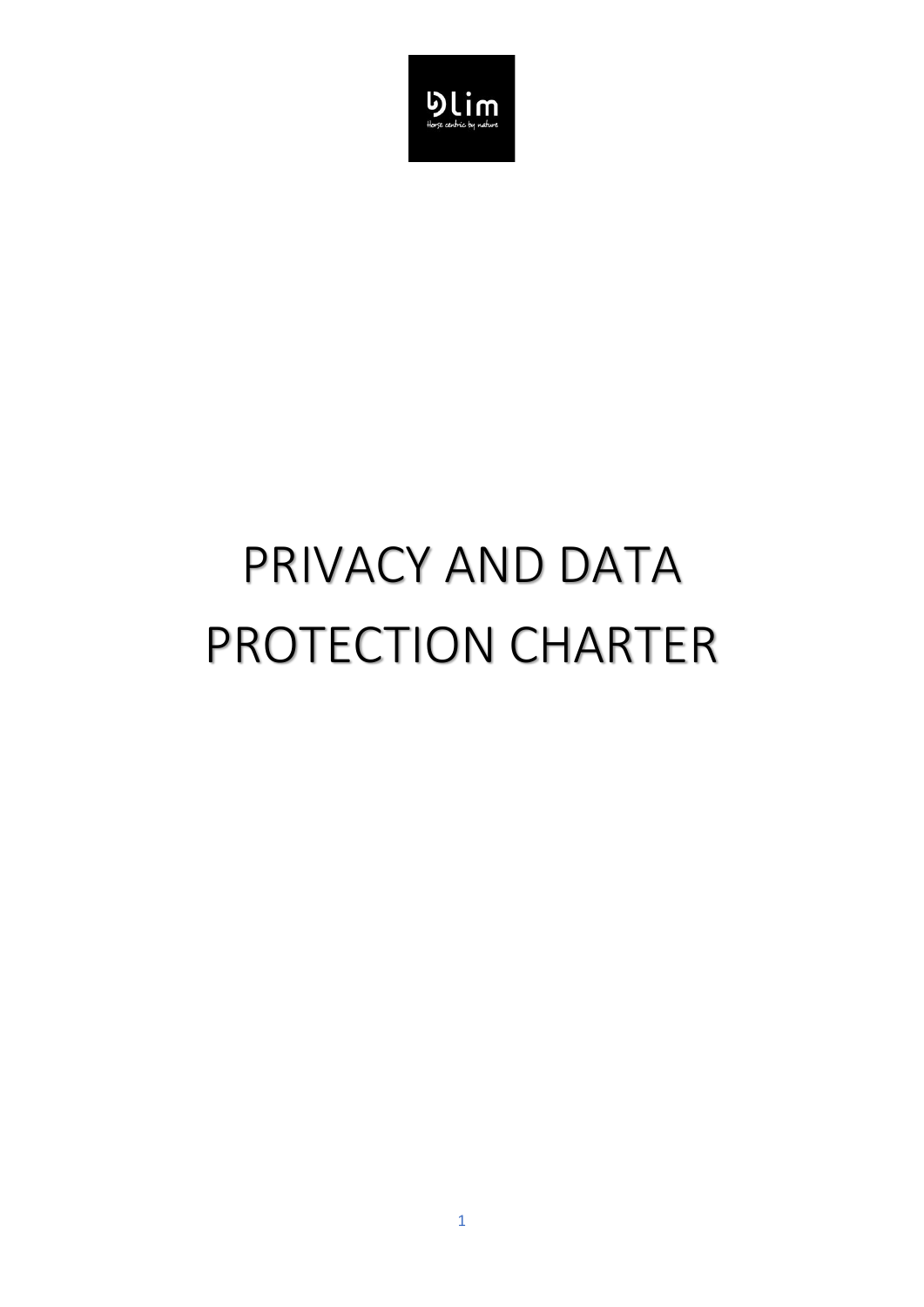# PRIVACY AND DATA PROTECTION CHARTER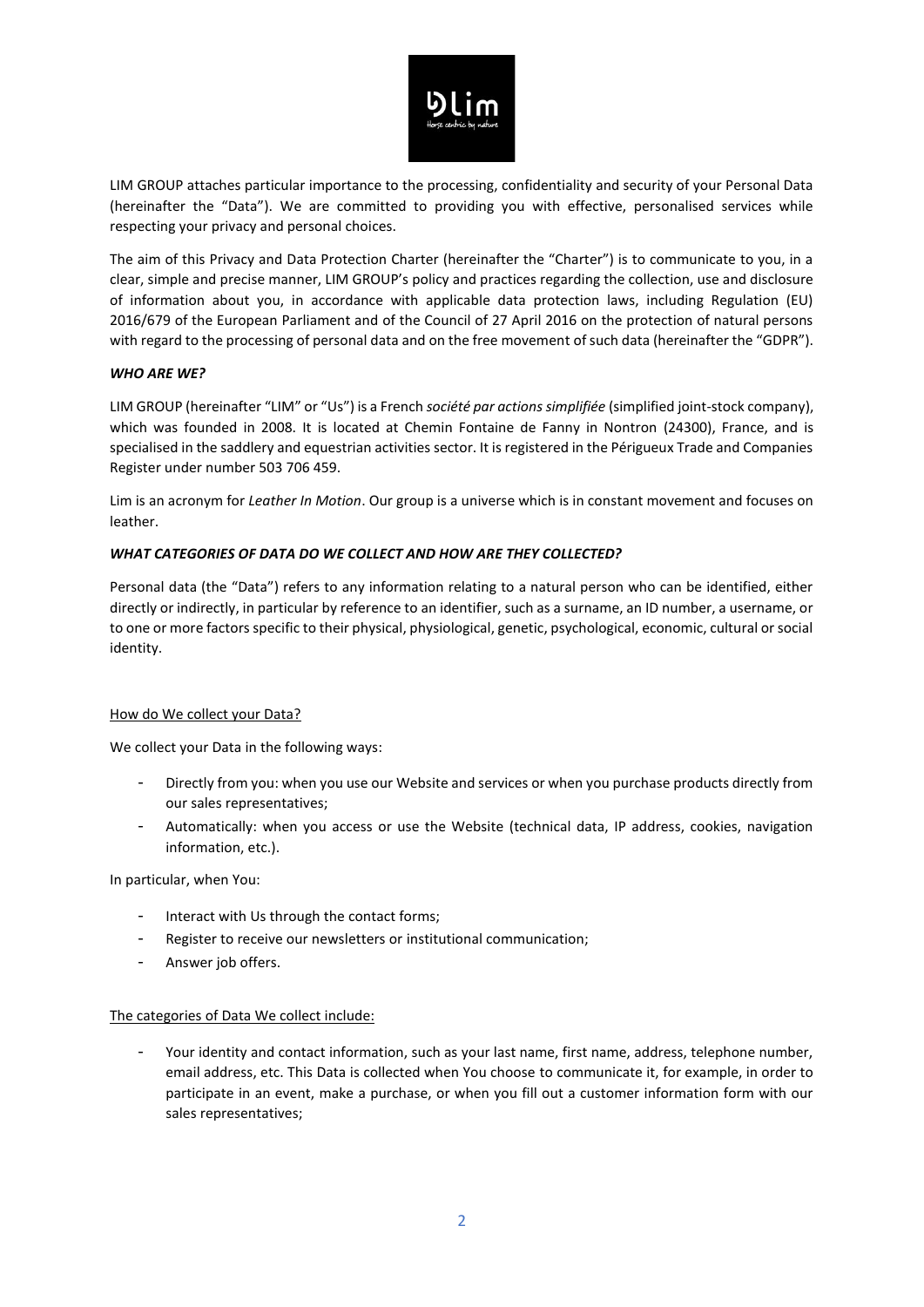LIM GROUP attaches particular importance to the processing, confidentiality and security of your Personal Data (hereinafter the "Data"). We are committed to providing you with effective, personalised services while respecting your privacy and personal choices.

The aim of this Privacy and Data Protection Charter (hereinafter the "Charter") is to communicate to you, in a clear, simple and precise manner, LIM GROUP's policy and practices regarding the collection, use and disclosure of information about you, in accordance with applicable data protection laws, including Regulation (EU) 2016/679 of the European Parliament and of the Council of 27 April 2016 on the protection of natural persons with regard to the processing of personal data and on the free movement of such data (hereinafter the "GDPR").

### *WHO ARE WE?*

LIM GROUP (hereinafter "LIM" or "Us") is a French *société par actions simplifiée* (simplified joint-stock company), which was founded in 2008. It is located at Chemin Fontaine de Fanny in Nontron (24300), France, and is specialised in the saddlery and equestrian activities sector. It is registered in the Périgueux Trade and Companies Register under number 503 706 459.

Lim is an acronym for *Leather In Motion*. Our group is a universe which is in constant movement and focuses on leather.

### *WHAT CATEGORIES OF DATA DO WE COLLECT AND HOW ARE THEY COLLECTED?*

Personal data (the "Data") refers to any information relating to a natural person who can be identified, either directly or indirectly, in particular by reference to an identifier, such as a surname, an ID number, a username, or to one or more factors specific to their physical, physiological, genetic, psychological, economic, cultural or social identity.

How do We collect your Data?

We collect your Data in the following ways:

- Directly from you: when you use our Website and services or when you purchase products directly from our sales representatives;
- Automatically: when you access or use the Website (technical data, IP address, cookies, navigation information, etc.).

In particular, when You:

- Interact with Us through the contact forms;
- Register to receive our newsletters or institutional communication;
- Answer job offers.

The categories of Data We collect include:

- Your identity and contact information, such as your last name, first name, address, telephone number, email address, etc. This Data is collected when You choose to communicate it, for example, in order to participate in an event, make a purchase, or when you fill out a customer information form with our sales representatives;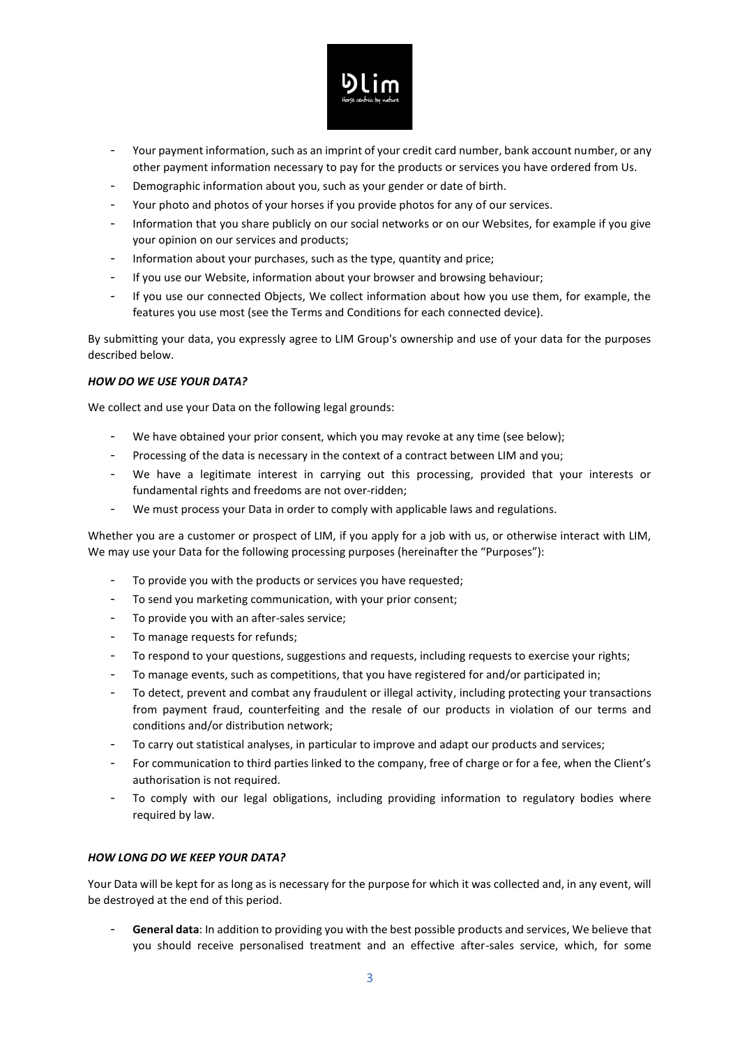- Your payment information, such as an imprint of your credit card number, bank account number, or any other payment information necessary to pay for the products or services you have ordered from Us.
- Demographic information about you, such as your gender or date of birth.
- Your photo and photos of your horses if you provide photos for any of our services.
- Information that you share publicly on our social networks or on our Websites, for example if you give your opinion on our services and products;
- Information about your purchases, such as the type, quantity and price;
- If you use our Website, information about your browser and browsing behaviour;
- If you use our connected Objects, We collect information about how you use them, for example, the features you use most (see the Terms and Conditions for each connected device).

By submitting your data, you expressly agree to LIM Group's ownership and use of your data for the purposes described below.

***HOW DO WE USE YOUR DATA?***

We collect and use your Data on the following legal grounds:

- We have obtained your prior consent, which you may revoke at any time (see below);
- Processing of the data is necessary in the context of a contract between LIM and you;
- We have a legitimate interest in carrying out this processing, provided that your interests or fundamental rights and freedoms are not over-ridden;
- We must process your Data in order to comply with applicable laws and regulations.

Whether you are a customer or prospect of LIM, if you apply for a job with us, or otherwise interact with LIM, We may use your Data for the following processing purposes (hereinafter the "Purposes"):

- To provide you with the products or services you have requested;
- To send you marketing communication, with your prior consent;
- To provide you with an after-sales service;
- To manage requests for refunds;
- To respond to your questions, suggestions and requests, including requests to exercise your rights;
- To manage events, such as competitions, that you have registered for and/or participated in;
- To detect, prevent and combat any fraudulent or illegal activity, including protecting your transactions from payment fraud, counterfeiting and the resale of our products in violation of our terms and conditions and/or distribution network;
- To carry out statistical analyses, in particular to improve and adapt our products and services;
- For communication to third parties linked to the company, free of charge or for a fee, when the Client's authorisation is not required.
- To comply with our legal obligations, including providing information to regulatory bodies where required by law.

***HOW LONG DO WE KEEP YOUR DATA?***

Your Data will be kept for as long as is necessary for the purpose for which it was collected and, in any event, will be destroyed at the end of this period.

- **General data**: In addition to providing you with the best possible products and services, We believe that you should receive personalised treatment and an effective after-sales service, which, for some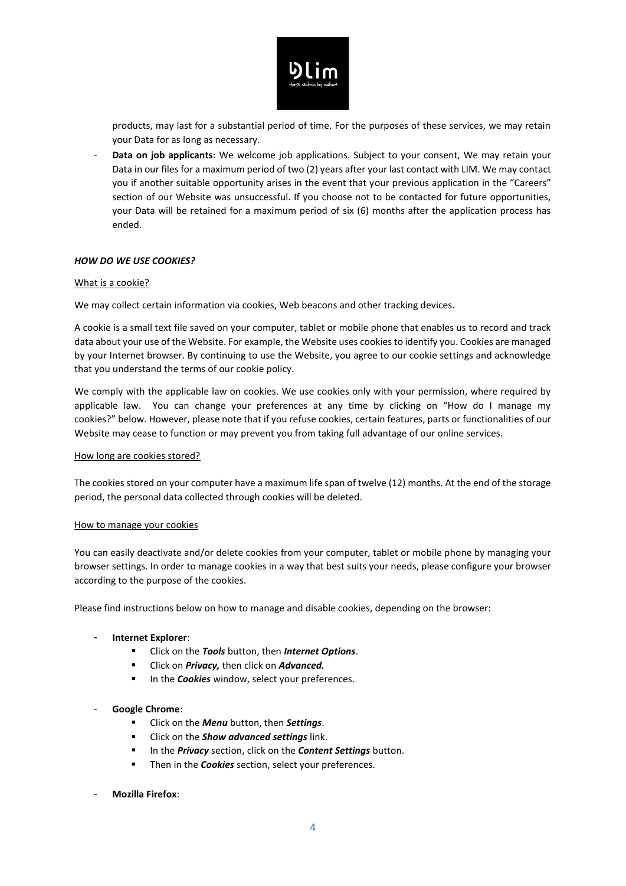products, may last for a substantial period of time. For the purposes of these services, we may retain your Data for as long as necessary.

- **Data on job applicants**: We welcome job applications. Subject to your consent, We may retain your Data in our files for a maximum period of two (2) years after your last contact with LIM. We may contact you if another suitable opportunity arises in the event that your previous application in the "Careers" section of our Website was unsuccessful. If you choose not to be contacted for future opportunities, your Data will be retained for a maximum period of six (6) months after the application process has ended.

### ***HOW DO WE USE COOKIES?***

<u>What is a cookie?</u>

We may collect certain information via cookies, Web beacons and other tracking devices.

A cookie is a small text file saved on your computer, tablet or mobile phone that enables us to record and track data about your use of the Website. For example, the Website uses cookies to identify you. Cookies are managed by your Internet browser. By continuing to use the Website, you agree to our cookie settings and acknowledge that you understand the terms of our cookie policy.

We comply with the applicable law on cookies. We use cookies only with your permission, where required by applicable law. You can change your preferences at any time by clicking on "How do I manage my cookies?" below. However, please note that if you refuse cookies, certain features, parts or functionalities of our Website may cease to function or may prevent you from taking full advantage of our online services.

<u>How long are cookies stored?</u>

The cookies stored on your computer have a maximum life span of twelve (12) months. At the end of the storage period, the personal data collected through cookies will be deleted.

<u>How to manage your cookies</u>

You can easily deactivate and/or delete cookies from your computer, tablet or mobile phone by managing your browser settings. In order to manage cookies in a way that best suits your needs, please configure your browser according to the purpose of the cookies.

Please find instructions below on how to manage and disable cookies, depending on the browser:

- **Internet Explorer**:
  - Click on the ***Tools*** button, then ***Internet Options***.
  - Click on ***Privacy,*** then click on ***Advanced.***
  - In the ***Cookies*** window, select your preferences.
- **Google Chrome**:
  - Click on the ***Menu*** button, then ***Settings***.
  - Click on the ***Show advanced settings*** link.
  - In the ***Privacy*** section, click on the ***Content Settings*** button.
  - Then in the ***Cookies*** section, select your preferences.
- **Mozilla Firefox**: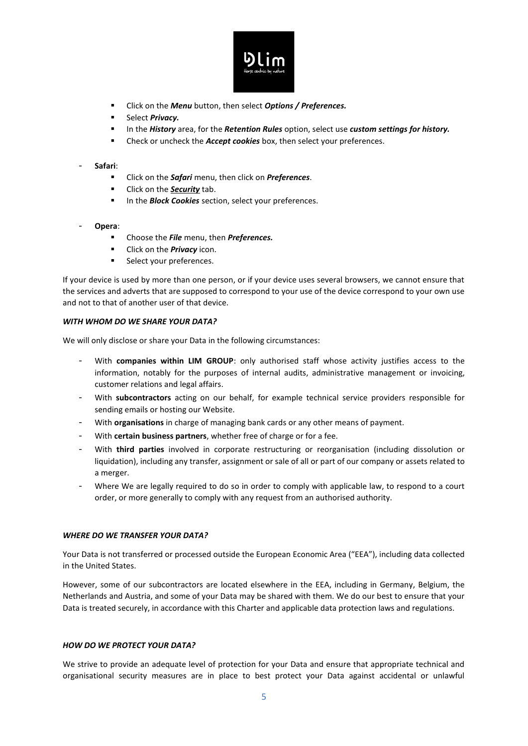- Click on the ***Menu*** button, then select ***Options / Preferences.***
- Select ***Privacy.***
- In the ***History*** area, for the ***Retention Rules*** option, select use ***custom settings for history.***
- Check or uncheck the ***Accept cookies*** box, then select your preferences.

- **Safari**:
  - Click on the ***Safari*** menu, then click on ***Preferences***.
  - Click on the ***Security*** tab.
  - In the ***Block Cookies*** section, select your preferences.

- **Opera**:
  - Choose the ***File*** menu, then ***Preferences.***
  - Click on the ***Privacy*** icon.
  - Select your preferences.

If your device is used by more than one person, or if your device uses several browsers, we cannot ensure that the services and adverts that are supposed to correspond to your use of the device correspond to your own use and not to that of another user of that device.

***WITH WHOM DO WE SHARE YOUR DATA?***

We will only disclose or share your Data in the following circumstances:

- With **companies within LIM GROUP**: only authorised staff whose activity justifies access to the information, notably for the purposes of internal audits, administrative management or invoicing, customer relations and legal affairs.
- With **subcontractors** acting on our behalf, for example technical service providers responsible for sending emails or hosting our Website.
- With **organisations** in charge of managing bank cards or any other means of payment.
- With **certain business partners**, whether free of charge or for a fee.
- With **third parties** involved in corporate restructuring or reorganisation (including dissolution or liquidation), including any transfer, assignment or sale of all or part of our company or assets related to a merger.
- Where We are legally required to do so in order to comply with applicable law, to respond to a court order, or more generally to comply with any request from an authorised authority.

***WHERE DO WE TRANSFER YOUR DATA?***

Your Data is not transferred or processed outside the European Economic Area ("EEA"), including data collected in the United States.

However, some of our subcontractors are located elsewhere in the EEA, including in Germany, Belgium, the Netherlands and Austria, and some of your Data may be shared with them. We do our best to ensure that your Data is treated securely, in accordance with this Charter and applicable data protection laws and regulations.

***HOW DO WE PROTECT YOUR DATA?***

We strive to provide an adequate level of protection for your Data and ensure that appropriate technical and organisational security measures are in place to best protect your Data against accidental or unlawful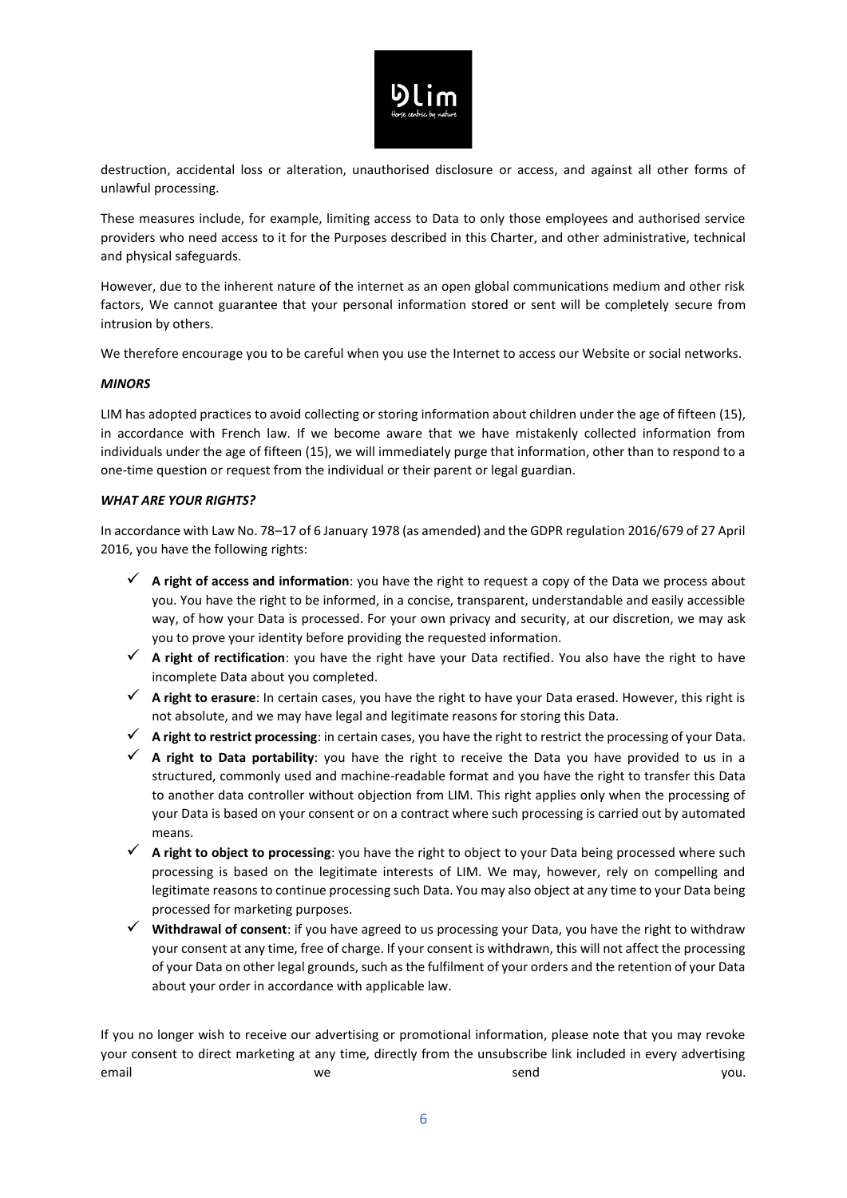destruction, accidental loss or alteration, unauthorised disclosure or access, and against all other forms of unlawful processing.

These measures include, for example, limiting access to Data to only those employees and authorised service providers who need access to it for the Purposes described in this Charter, and other administrative, technical and physical safeguards.

However, due to the inherent nature of the internet as an open global communications medium and other risk factors, We cannot guarantee that your personal information stored or sent will be completely secure from intrusion by others.

We therefore encourage you to be careful when you use the Internet to access our Website or social networks.

***MINORS***

LIM has adopted practices to avoid collecting or storing information about children under the age of fifteen (15), in accordance with French law. If we become aware that we have mistakenly collected information from individuals under the age of fifteen (15), we will immediately purge that information, other than to respond to a one-time question or request from the individual or their parent or legal guardian.

***WHAT ARE YOUR RIGHTS?***

In accordance with Law No. 78–17 of 6 January 1978 (as amended) and the GDPR regulation 2016/679 of 27 April 2016, you have the following rights:

- ✓ **A right of access and information**: you have the right to request a copy of the Data we process about you. You have the right to be informed, in a concise, transparent, understandable and easily accessible way, of how your Data is processed. For your own privacy and security, at our discretion, we may ask you to prove your identity before providing the requested information.
- ✓ **A right of rectification**: you have the right have your Data rectified. You also have the right to have incomplete Data about you completed.
- ✓ **A right to erasure**: In certain cases, you have the right to have your Data erased. However, this right is not absolute, and we may have legal and legitimate reasons for storing this Data.
- ✓ **A right to restrict processing**: in certain cases, you have the right to restrict the processing of your Data.
- ✓ **A right to Data portability**: you have the right to receive the Data you have provided to us in a structured, commonly used and machine-readable format and you have the right to transfer this Data to another data controller without objection from LIM. This right applies only when the processing of your Data is based on your consent or on a contract where such processing is carried out by automated means.
- ✓ **A right to object to processing**: you have the right to object to your Data being processed where such processing is based on the legitimate interests of LIM. We may, however, rely on compelling and legitimate reasons to continue processing such Data. You may also object at any time to your Data being processed for marketing purposes.
- ✓ **Withdrawal of consent**: if you have agreed to us processing your Data, you have the right to withdraw your consent at any time, free of charge. If your consent is withdrawn, this will not affect the processing of your Data on other legal grounds, such as the fulfilment of your orders and the retention of your Data about your order in accordance with applicable law.

If you no longer wish to receive our advertising or promotional information, please note that you may revoke your consent to direct marketing at any time, directly from the unsubscribe link included in every advertising email we send you.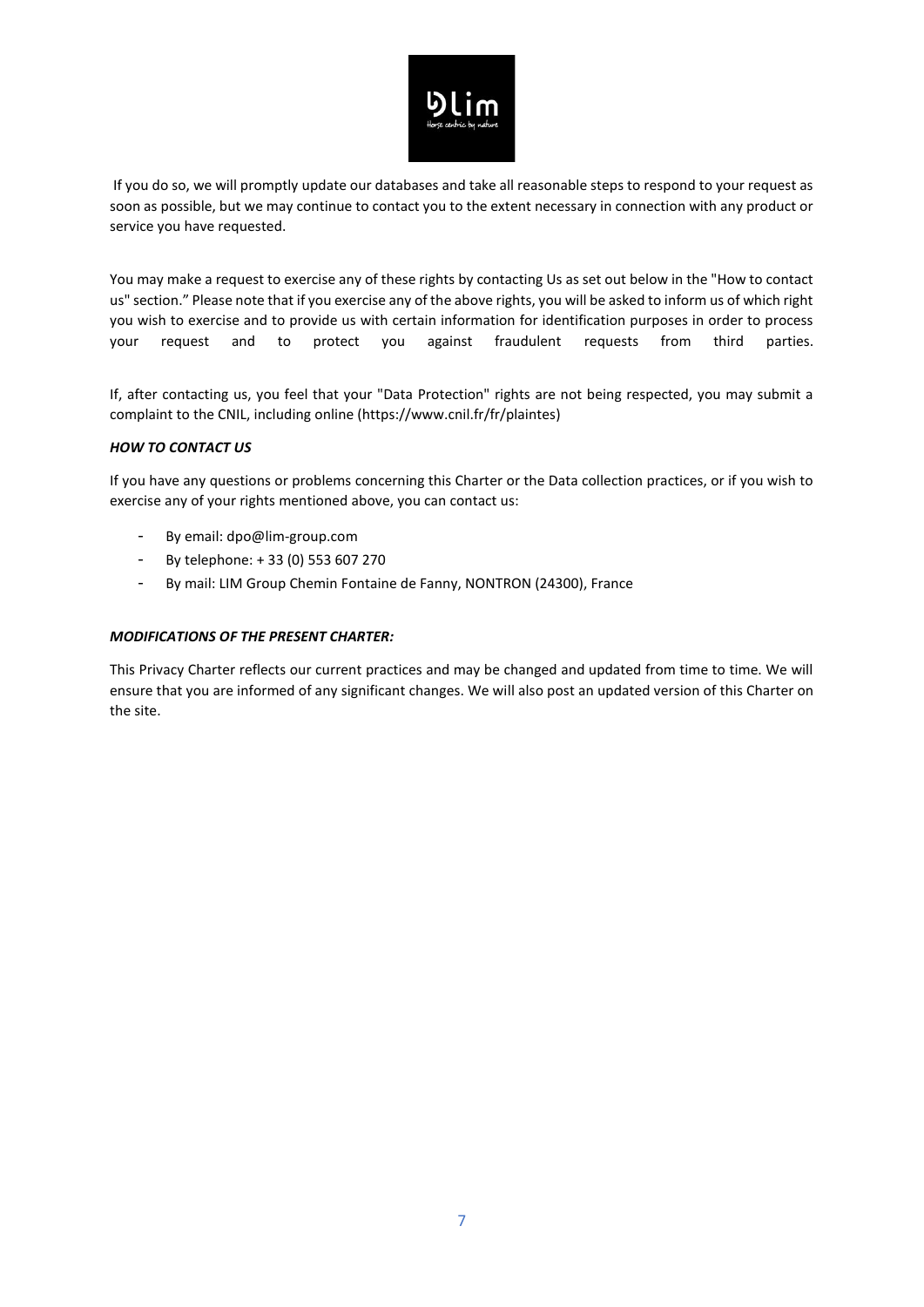If you do so, we will promptly update our databases and take all reasonable steps to respond to your request as soon as possible, but we may continue to contact you to the extent necessary in connection with any product or service you have requested.

You may make a request to exercise any of these rights by contacting Us as set out below in the "How to contact us" section." Please note that if you exercise any of the above rights, you will be asked to inform us of which right you wish to exercise and to provide us with certain information for identification purposes in order to process your request and to protect you against fraudulent requests from third parties.

If, after contacting us, you feel that your "Data Protection" rights are not being respected, you may submit a complaint to the CNIL, including online (https://www.cnil.fr/fr/plaintes)

***HOW TO CONTACT US***

If you have any questions or problems concerning this Charter or the Data collection practices, or if you wish to exercise any of your rights mentioned above, you can contact us:

- By email: dpo@lim-group.com
- By telephone: + 33 (0) 553 607 270
- By mail: LIM Group Chemin Fontaine de Fanny, NONTRON (24300), France

***MODIFICATIONS OF THE PRESENT CHARTER:***

This Privacy Charter reflects our current practices and may be changed and updated from time to time. We will ensure that you are informed of any significant changes. We will also post an updated version of this Charter on the site.